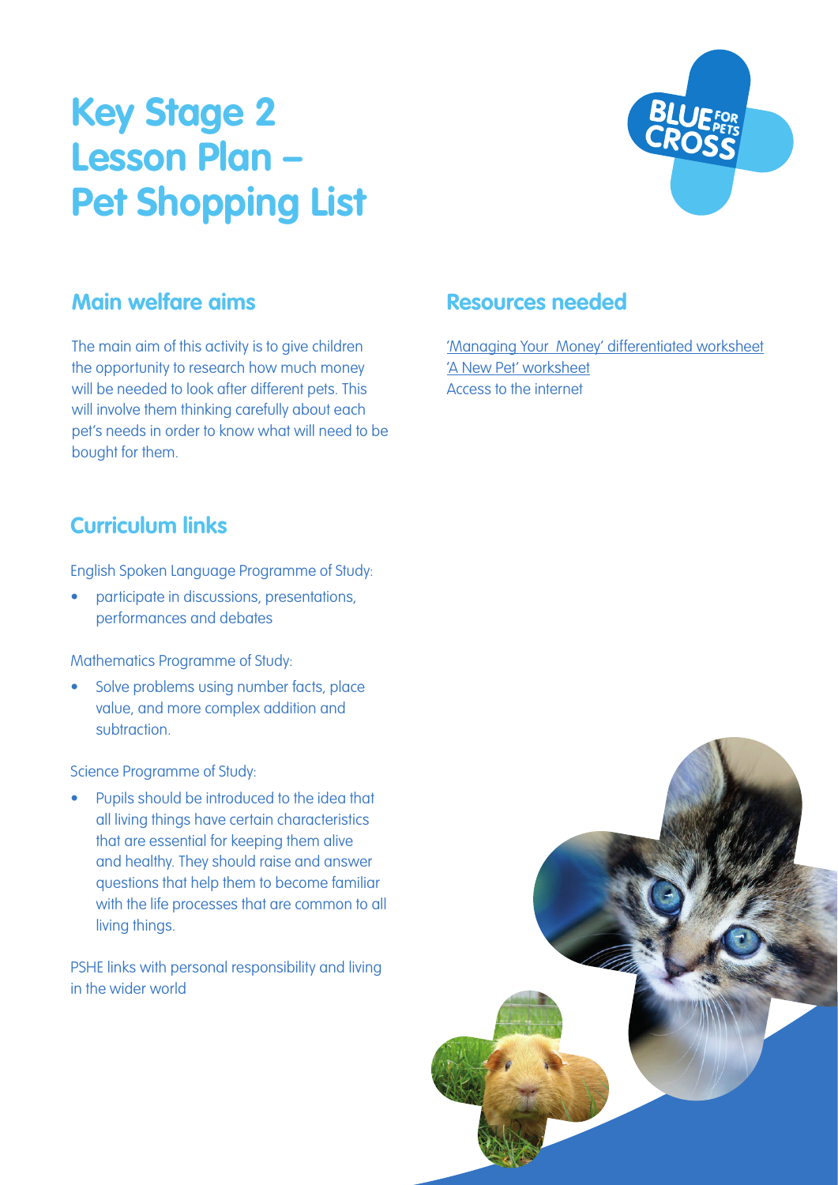# Key Stage 2 Lesson Plan – Pet Shopping List

## Main welfare aims

The main aim of this activity is to give children the opportunity to research how much money will be needed to look after different pets. This will involve them thinking carefully about each pet's needs in order to know what will need to be bought for them.

## Resources needed

'Managing Your Money' differentiated worksheet
'A New Pet' worksheet
Access to the internet

## Curriculum links

English Spoken Language Programme of Study:

- participate in discussions, presentations, performances and debates

Mathematics Programme of Study:

- Solve problems using number facts, place value, and more complex addition and subtraction.

Science Programme of Study:

- Pupils should be introduced to the idea that all living things have certain characteristics that are essential for keeping them alive and healthy. They should raise and answer questions that help them to become familiar with the life processes that are common to all living things.

PSHE links with personal responsibility and living in the wider world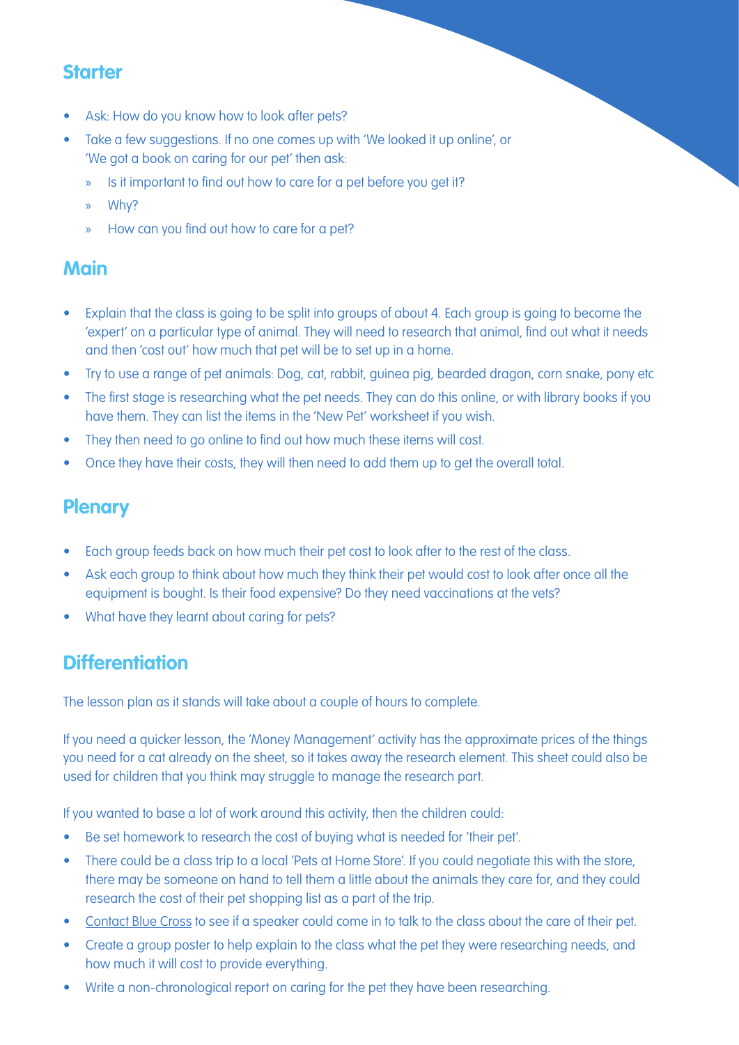## Starter

- Ask: How do you know how to look after pets?
- Take a few suggestions. If no one comes up with 'We looked it up online', or 'We got a book on caring for our pet' then ask:
  - Is it important to find out how to care for a pet before you get it?
  - Why?
  - How can you find out how to care for a pet?

## Main

- Explain that the class is going to be split into groups of about 4. Each group is going to become the 'expert' on a particular type of animal. They will need to research that animal, find out what it needs and then 'cost out' how much that pet will be to set up in a home.
- Try to use a range of pet animals: Dog, cat, rabbit, guinea pig, bearded dragon, corn snake, pony etc
- The first stage is researching what the pet needs. They can do this online, or with library books if you have them. They can list the items in the 'New Pet' worksheet if you wish.
- They then need to go online to find out how much these items will cost.
- Once they have their costs, they will then need to add them up to get the overall total.

## Plenary

- Each group feeds back on how much their pet cost to look after to the rest of the class.
- Ask each group to think about how much they think their pet would cost to look after once all the equipment is bought. Is their food expensive? Do they need vaccinations at the vets?
- What have they learnt about caring for pets?

## Differentiation

The lesson plan as it stands will take about a couple of hours to complete.

If you need a quicker lesson, the 'Money Management' activity has the approximate prices of the things you need for a cat already on the sheet, so it takes away the research element. This sheet could also be used for children that you think may struggle to manage the research part.

If you wanted to base a lot of work around this activity, then the children could:

- Be set homework to research the cost of buying what is needed for 'their pet'.
- There could be a class trip to a local 'Pets at Home Store'. If you could negotiate this with the store, there may be someone on hand to tell them a little about the animals they care for, and they could research the cost of their pet shopping list as a part of the trip.
- Contact Blue Cross to see if a speaker could come in to talk to the class about the care of their pet.
- Create a group poster to help explain to the class what the pet they were researching needs, and how much it will cost to provide everything.
- Write a non-chronological report on caring for the pet they have been researching.